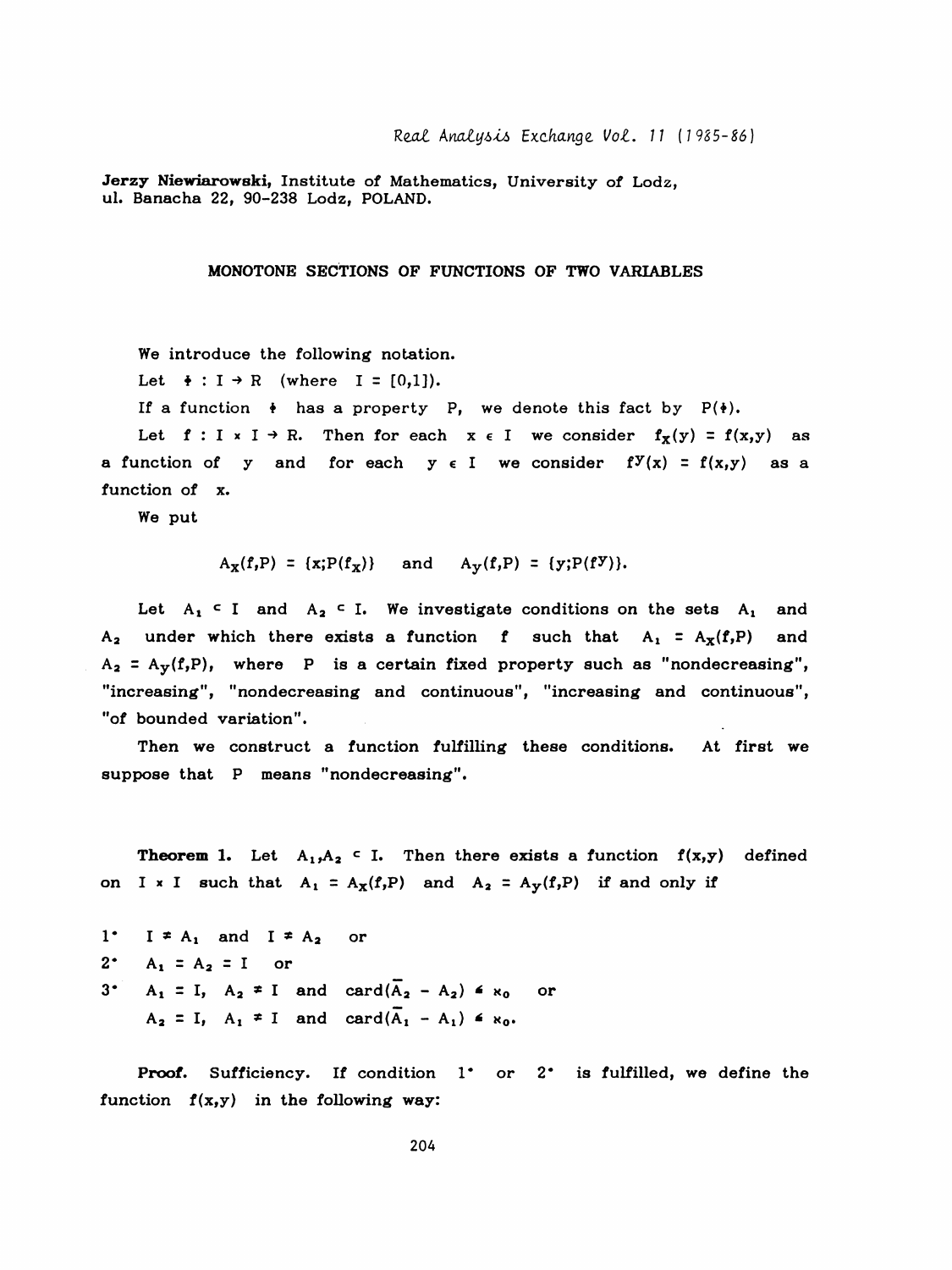Jerzy Niewiarowski, Institute of Mathematics, University of Lodz, ul. Banacha 22, 90-238 Lodz, POLAND.

## MONOTONE SECTIONS OF FUNCTIONS OF TWO VARIABLES

We introduce the following notation.

Let $\phi : I \to R$ (where $I = [0,1]$).

If a function $\phi$ has a property $P$, we denote this fact by $P(\phi)$.

Let $f : I \times I \to R$. Then for each $x \in I$ we consider $f_x(y) = f(x,y)$ as a function of $y$ and for each $y \in I$ we consider $f^y(x) = f(x,y)$ as a function of $x$.

We put

$$A_x(f,P) = \{x;P(f_x)\} \quad \text{and} \quad A_y(f,P) = \{y;P(f^y)\}.$$

Let $A_1 \subset I$ and $A_2 \subset I$. We investigate conditions on the sets $A_1$ and $A_2$ under which there exists a function $f$ such that $A_1 = A_x(f,P)$ and $A_2 = A_y(f,P)$, where $P$ is a certain fixed property such as "nondecreasing", "increasing", "nondecreasing and continuous", "increasing and continuous", "of bounded variation".

Then we construct a function fulfilling these conditions. At first we suppose that $P$ means "nondecreasing".

**Theorem 1.** Let $A_1, A_2 \subset I$. Then there exists a function $f(x,y)$ defined on $I \times I$ such that $A_1 = A_x(f,P)$ and $A_2 = A_y(f,P)$ if and only if

1° $I \neq A_1$ and $I \neq A_2$ or

2° $A_1 = A_2 = I$ or

3° $A_1 = I$, $A_2 \neq I$ and $\text{card}(\bar{A}_2 - A_2) \leq \aleph_0$ or
$A_2 = I$, $A_1 \neq I$ and $\text{card}(\bar{A}_1 - A_1) \leq \aleph_0$.

**Proof.** Sufficiency. If condition 1° or 2° is fulfilled, we define the function $f(x,y)$ in the following way: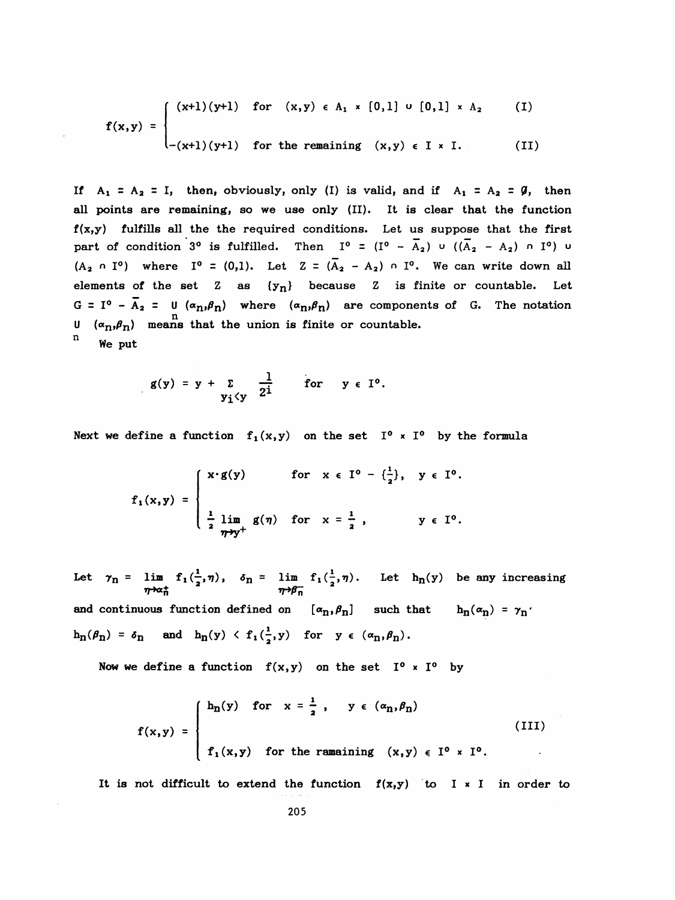$$f(x,y) = \begin{cases} (x+1)(y+1) & \text{for } (x,y) \in A_1 \times [0,1] \cup [0,1] \times A_2 \qquad \text{(I)} \\ -(x+1)(y+1) & \text{for the remaining } (x,y) \in I \times I. \qquad \text{(II)} \end{cases}$$

If $A_1 = A_2 = I$, then, obviously, only (I) is valid, and if $A_1 = A_2 = \emptyset$, then all points are remaining, so we use only (II). It is clear that the function $f(x,y)$ fulfills all the the required conditions. Let us suppose that the first part of condition 3° is fulfilled. Then $I^0 = (I^0 - \overline{A}_2) \cup ((\overline{A}_2 - A_2) \cap I^0) \cup (A_2 \cap I^0)$ where $I^0 = (0,1)$. Let $Z = (\overline{A}_2 - A_2) \cap I^0$. We can write down all elements of the set $Z$ as $\{y_n\}$ because $Z$ is finite or countable. Let $G = I^0 - \overline{A}_2 = \bigcup_n (\alpha_n, \beta_n)$ where $(\alpha_n, \beta_n)$ are components of $G$. The notation $\bigcup_n (\alpha_n, \beta_n)$ means that the union is finite or countable.

We put

$$g(y) = y + \sum_{y_i < y} \frac{1}{2^i} \qquad \text{for} \quad y \in I^0.$$

Next we define a function $f_1(x,y)$ on the set $I^0 \times I^0$ by the formula

$$f_1(x,y) = \begin{cases} x \cdot g(y) & \text{for } x \in I^0 - \{\frac{1}{2}\}, \quad y \in I^0. \\ \frac{1}{2} \lim\limits_{\eta \to y^+} g(\eta) & \text{for } x = \frac{1}{2}, \qquad\quad y \in I^0. \end{cases}$$

Let $\gamma_n = \lim\limits_{\eta \to \alpha_n^+} f_1(\frac{1}{2}, \eta)$, $\delta_n = \lim\limits_{\eta \to \beta_n^-} f_1(\frac{1}{2}, \eta)$. Let $h_n(y)$ be any increasing and continuous function defined on $[\alpha_n, \beta_n]$ such that $h_n(\alpha_n) = \gamma_n$, $h_n(\beta_n) = \delta_n$ and $h_n(y) < f_1(\frac{1}{2}, y)$ for $y \in (\alpha_n, \beta_n)$.

Now we define a function $f(x,y)$ on the set $I^0 \times I^0$ by

$$f(x,y) = \begin{cases} h_n(y) & \text{for } x = \frac{1}{2}, \quad y \in (\alpha_n, \beta_n) \\ f_1(x,y) & \text{for the ramaining } (x,y) \in I^0 \times I^0. \end{cases} \qquad \text{(III)}$$

It is not difficult to extend the function $f(x,y)$ to $I \times I$ in order to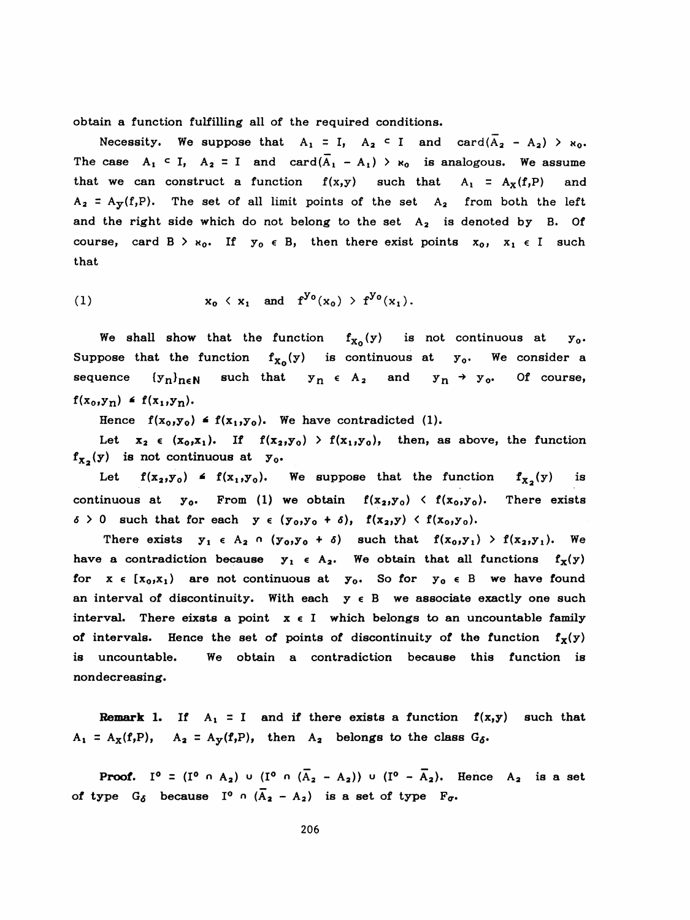obtain a function fulfilling all of the required conditions.

Necessity. We suppose that $A_1 = I$, $A_2 \subset I$ and $\text{card}(\bar{A}_2 - A_2) > \aleph_0$. The case $A_1 \subset I$, $A_2 = I$ and $\text{card}(\bar{A}_1 - A_1) > \aleph_0$ is analogous. We assume that we can construct a function $f(x,y)$ such that $A_1 = A_X(f,P)$ and $A_2 = A_Y(f,P)$. The set of all limit points of the set $A_2$ from both the left and the right side which do not belong to the set $A_2$ is denoted by B. Of course, card $B > \aleph_0$. If $y_0 \in B$, then there exist points $x_0$, $x_1 \in I$ such that

$$(1) \qquad x_0 < x_1 \quad \text{and} \quad f^{y_0}(x_0) > f^{y_0}(x_1).$$

We shall show that the function $f_{x_0}(y)$ is not continuous at $y_0$. Suppose that the function $f_{x_0}(y)$ is continuous at $y_0$. We consider a sequence $\{y_n\}_{n \in N}$ such that $y_n \in A_2$ and $y_n \to y_0$. Of course, $f(x_0,y_n) \leq f(x_1,y_n)$.

Hence $f(x_0,y_0) \leq f(x_1,y_0)$. We have contradicted (1).

Let $x_2 \in (x_0,x_1)$. If $f(x_2,y_0) > f(x_1,y_0)$, then, as above, the function $f_{x_2}(y)$ is not continuous at $y_0$.

Let $f(x_2,y_0) \leq f(x_1,y_0)$. We suppose that the function $f_{x_2}(y)$ is continuous at $y_0$. From (1) we obtain $f(x_2,y_0) < f(x_0,y_0)$. There exists $\delta > 0$ such that for each $y \in (y_0,y_0 + \delta)$, $f(x_2,y) < f(x_0,y_0)$.

There exists $y_1 \in A_2 \cap (y_0,y_0 + \delta)$ such that $f(x_0,y_1) > f(x_2,y_1)$. We have a contradiction because $y_1 \in A_2$. We obtain that all functions $f_x(y)$ for $x \in [x_0,x_1)$ are not continuous at $y_0$. So for $y_0 \in B$ we have found an interval of discontinuity. With each $y \in B$ we associate exactly one such interval. There eixsts a point $x \in I$ which belongs to an uncountable family of intervals. Hence the set of points of discontinuity of the function $f_x(y)$ is uncountable. We obtain a contradiction because this function is nondecreasing.

**Remark 1.** If $A_1 = I$ and if there exists a function $f(x,y)$ such that $A_1 = A_X(f,P)$, $A_2 = A_Y(f,P)$, then $A_2$ belongs to the class $G_\delta$.

**Proof.** $I^0 = (I^0 \cap A_2) \cup (I^0 \cap (\bar{A}_2 - A_2)) \cup (I^0 - \bar{A}_2)$. Hence $A_2$ is a set of type $G_\delta$ because $I^0 \cap (\bar{A}_2 - A_2)$ is a set of type $F_\sigma$.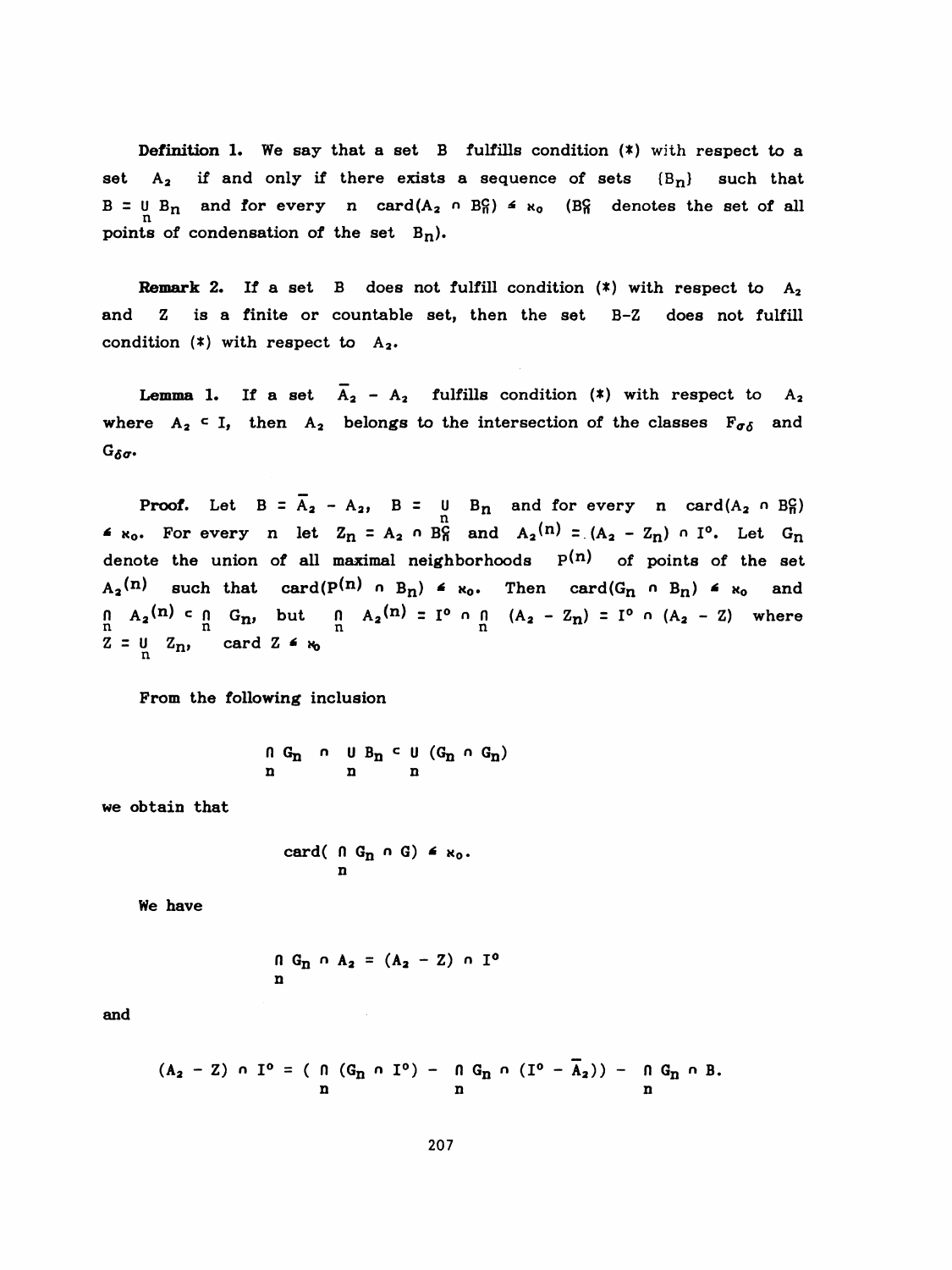**Definition 1.** We say that a set $B$ fulfills condition (*) with respect to a set $A_2$ if and only if there exists a sequence of sets $\{B_n\}$ such that $B = \bigcup_n B_n$ and for every $n$ $\operatorname{card}(A_2 \cap B_n^c) \leq \aleph_0$ ($B_n^c$ denotes the set of all points of condensation of the set $B_n$).

**Remark 2.** If a set $B$ does not fulfill condition (*) with respect to $A_2$ and $Z$ is a finite or countable set, then the set $B-Z$ does not fulfill condition (*) with respect to $A_2$.

**Lemma 1.** If a set $\overline{A}_2 - A_2$ fulfills condition (*) with respect to $A_2$ where $A_2 \subset I$, then $A_2$ belongs to the intersection of the classes $F_{\sigma\delta}$ and $G_{\delta\sigma}$.

**Proof.** Let $B = \overline{A}_2 - A_2$, $B = \bigcup_n B_n$ and for every $n$ $\operatorname{card}(A_2 \cap B_n^c) \leq \aleph_0$. For every $n$ let $Z_n = A_2 \cap B_n^c$ and $A_2(n) = (A_2 - Z_n) \cap I^o$. Let $G_n$ denote the union of all maximal neighborhoods $P^{(n)}$ of points of the set $A_2(n)$ such that $\operatorname{card}(P^{(n)} \cap B_n) \leq \aleph_0$. Then $\operatorname{card}(G_n \cap B_n) \leq \aleph_0$ and $\bigcap_n A_2(n) \subset \bigcap_n G_n$, but $\bigcap_n A_2(n) = I^o \cap \bigcap_n (A_2 - Z_n) = I^o \cap (A_2 - Z)$ where $Z = \bigcup_n Z_n$, $\operatorname{card} Z \leq \aleph_0$

From the following inclusion

$$\bigcap_n G_n \cap \bigcup_n B_n \subset \bigcup_n (G_n \cap G_n)$$

we obtain that

$$\operatorname{card}( \bigcap_n G_n \cap G) \leq \aleph_0.$$

We have

$$\bigcap_n G_n \cap A_2 = (A_2 - Z) \cap I^o$$

and

$$(A_2 - Z) \cap I^o = ( \bigcap_n (G_n \cap I^o) - \bigcap_n G_n \cap (I^o - \overline{A}_2)) - \bigcap_n G_n \cap B.$$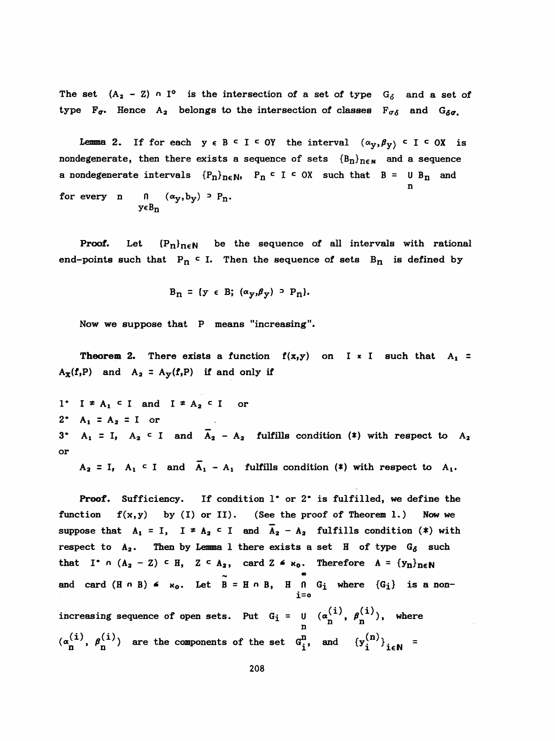The set $(A_2 - Z) \cap I^o$ is the intersection of a set of type $G_\delta$ and a set of type $F_\sigma$. Hence $A_2$ belongs to the intersection of classes $F_{\sigma\delta}$ and $G_{\delta\sigma}$.

**Lemma 2.** If for each $y \in B \subset I \subset OY$ the interval $(\alpha_y, \beta_y) \subset I \subset OX$ is nondegenerate, then there exists a sequence of sets $\{B_n\}_{n\in N}$ and a sequence a nondegenerate intervals $\{P_n\}_{n\in N}$, $P_n \subset I \subset OX$ such that $B = \bigcup_n B_n$ and for every $n$ $\bigcap_{y\in B_n} (\alpha_y, b_y) \supset P_n$.

**Proof.** Let $\{P_n\}_{n\in N}$ be the sequence of all intervals with rational end-points such that $P_n \subset I$. Then the sequence of sets $B_n$ is defined by

$$B_n = \{y \in B;\ (\alpha_y, \beta_y) \supset P_n\}.$$

Now we suppose that P means "increasing".

**Theorem 2.** There exists a function $f(x,y)$ on $I \times I$ such that $A_1 = A_x(f,P)$ and $A_2 = A_y(f,P)$ if and only if

1° $I \neq A_1 \subset I$ and $I \neq A_2 \subset I$ or

2° $A_1 = A_2 = I$ or

3° $A_1 = I$, $A_2 \subset I$ and $\bar{A}_2 - A_2$ fulfills condition (*) with respect to $A_2$ or

$A_2 = I$, $A_1 \subset I$ and $\bar{A}_1 - A_1$ fulfills condition (*) with respect to $A_1$.

**Proof.** Sufficiency. If condition 1° or 2° is fulfilled, we define the function $f(x,y)$ by (I) or II). (See the proof of Theorem 1.) Now we suppose that $A_1 = I$, $I \neq A_2 \subset I$ and $\bar{A}_2 - A_2$ fulfills condition (*) with respect to $A_2$. Then by Lemma 1 there exists a set $H$ of type $G_\delta$ such that $I^\circ \cap (A_2 - Z) \subset H$, $Z \subset A_2$, $\text{card}\, Z \leq \aleph_0$. Therefore $A = \{y_n\}_{n\in N}$ and $\text{card}\,(H \cap B) \leq \aleph_0$. Let $\tilde{B} = H \cap B$, $H = \bigcap_{i=0}^{\infty} G_i$ where $\{G_i\}$ is a non-increasing sequence of open sets. Put $G_i = \bigcup_n (\alpha_n^{(i)}, \beta_n^{(i)})$, where $(\alpha_n^{(i)}, \beta_n^{(i)})$ are the components of the set $G_i^n$, and $\{y_i^{(n)}\}_{i\in N} =$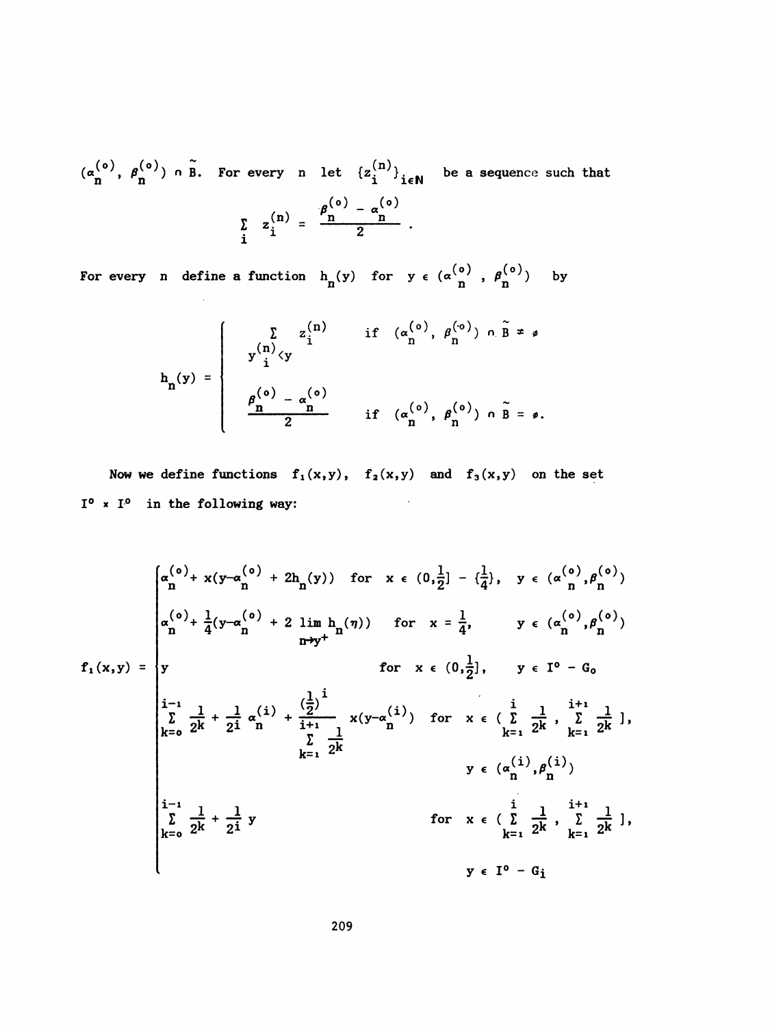$(\alpha_n^{(o)}, \beta_n^{(o)}) \cap \tilde{B}$. For every $n$ let $\{z_i^{(n)}\}_{i\in N}$ be a sequence such that

$$\sum_i z_i^{(n)} = \frac{\beta_n^{(o)} - \alpha_n^{(o)}}{2}.$$

For every $n$ define a function $h_n(y)$ for $y \in (\alpha_n^{(o)}, \beta_n^{(o)})$ by

$$h_n(y) = \begin{cases} \sum\limits_{y_i^{(n)}<y} z_i^{(n)} & \text{if } (\alpha_n^{(o)}, \beta_n^{(o)}) \cap \tilde{B} \neq \emptyset \\[2ex] \dfrac{\beta_n^{(o)} - \alpha_n^{(o)}}{2} & \text{if } (\alpha_n^{(o)}, \beta_n^{(o)}) \cap \tilde{B} = \emptyset. \end{cases}$$

Now we define functions $f_1(x,y)$, $f_2(x,y)$ and $f_3(x,y)$ on the set $I^o \times I^o$ in the following way:

$$f_1(x,y) = \begin{cases} \alpha_n^{(o)} + x(y-\alpha_n^{(o)} + 2h_n(y)) & \text{for } x \in (0,\frac{1}{2}] - \{\frac{1}{4}\}, \quad y \in (\alpha_n^{(o)},\beta_n^{(o)}) \\[2ex] \alpha_n^{(o)} + \frac{1}{4}(y-\alpha_n^{(o)} + 2\lim\limits_{\eta\to y^+} h_n(\eta)) & \text{for } x = \frac{1}{4}, \quad y \in (\alpha_n^{(o)},\beta_n^{(o)}) \\[2ex] y & \text{for } x \in (0,\frac{1}{2}], \quad y \in I^o - G_o \\[2ex] \sum\limits_{k=0}^{i-1} \frac{1}{2^k} + \frac{1}{2^i}\alpha_n^{(i)} + \dfrac{(\frac{1}{2})^i}{\sum\limits_{k=1}^{i+1}\frac{1}{2^k}}\, x(y-\alpha_n^{(i)}) & \text{for } x \in (\sum\limits_{k=1}^{i}\frac{1}{2^k}, \sum\limits_{k=1}^{i+1}\frac{1}{2^k}], \\ & \qquad y \in (\alpha_n^{(i)},\beta_n^{(i)}) \\[2ex] \sum\limits_{k=0}^{i-1} \frac{1}{2^k} + \frac{1}{2^i}\, y & \text{for } x \in (\sum\limits_{k=1}^{i}\frac{1}{2^k}, \sum\limits_{k=1}^{i+1}\frac{1}{2^k}], \\ & \qquad y \in I^o - G_i \end{cases}$$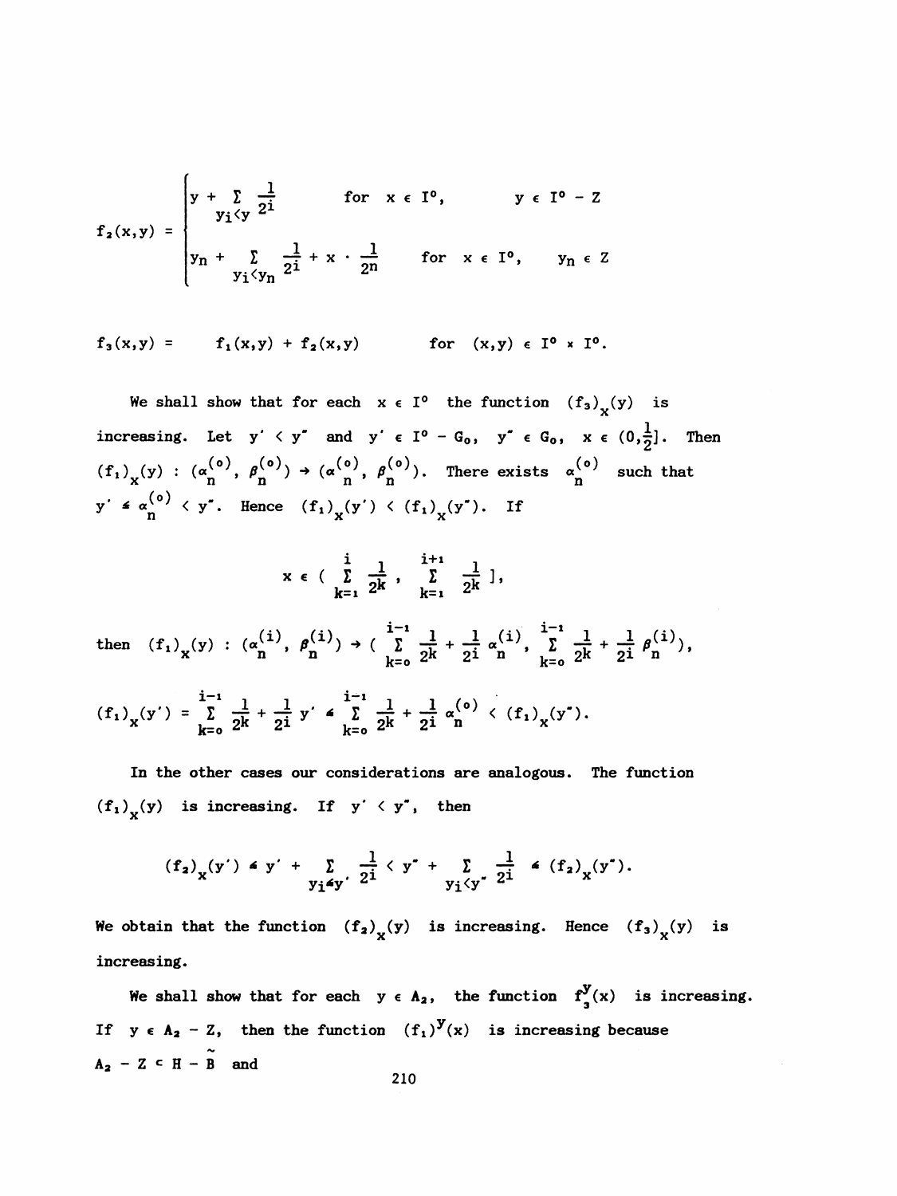$$f_2(x,y) = \begin{cases} y + \sum_{y_i < y} \frac{1}{2^i} & \text{for} \quad x \in I^o, \qquad y \in I^o - Z \\ y_n + \sum_{y_i < y_n} \frac{1}{2^i} + x \cdot \frac{1}{2^n} & \text{for} \quad x \in I^o, \qquad y_n \in Z \end{cases}$$

$$f_3(x,y) = \quad f_1(x,y) + f_2(x,y) \qquad \text{for} \quad (x,y) \in I^o \times I^o.$$

We shall show that for each $x \in I^o$ the function $(f_3)_x(y)$ is increasing. Let $y' < y''$ and $y' \in I^o - G_o$, $y'' \in G_o$, $x \in (0, \frac{1}{2}]$. Then $(f_1)_x(y) : (\alpha_n^{(o)}, \beta_n^{(o)}) \to (\alpha_n^{(o)}, \beta_n^{(o)})$. There exists $\alpha_n^{(o)}$ such that $y' \leq \alpha_n^{(o)} < y''$. Hence $(f_1)_x(y') < (f_1)_x(y'')$. If

$$x \in \left( \sum_{k=1}^{i} \frac{1}{2^k}, \sum_{k=1}^{i+1} \frac{1}{2^k} \right],$$

then $(f_1)_x(y) : (\alpha_n^{(i)}, \beta_n^{(i)}) \to \left( \sum_{k=o}^{i-1} \frac{1}{2^k} + \frac{1}{2^i} \alpha_n^{(i)}, \sum_{k=o}^{i-1} \frac{1}{2^k} + \frac{1}{2^i} \beta_n^{(i)} \right)$,

$$(f_1)_x(y') = \sum_{k=o}^{i-1} \frac{1}{2^k} + \frac{1}{2^i} y' \leq \sum_{k=o}^{i-1} \frac{1}{2^k} + \frac{1}{2^i} \alpha_n^{(o)} < (f_1)_x(y'').$$

In the other cases our considerations are analogous. The function $(f_1)_x(y)$ is increasing. If $y' < y''$, then

$$(f_2)_x(y') \leq y' + \sum_{y_i \leq y'} \frac{1}{2^i} < y'' + \sum_{y_i < y''} \frac{1}{2^i} \leq (f_2)_x(y'').$$

We obtain that the function $(f_2)_x(y)$ is increasing. Hence $(f_3)_x(y)$ is increasing.

We shall show that for each $y \in A_2$, the function $f_3^y(x)$ is increasing. If $y \in A_2 - Z$, then the function $(f_1)^y(x)$ is increasing because $A_2 - Z \subset H - \tilde{B}$ and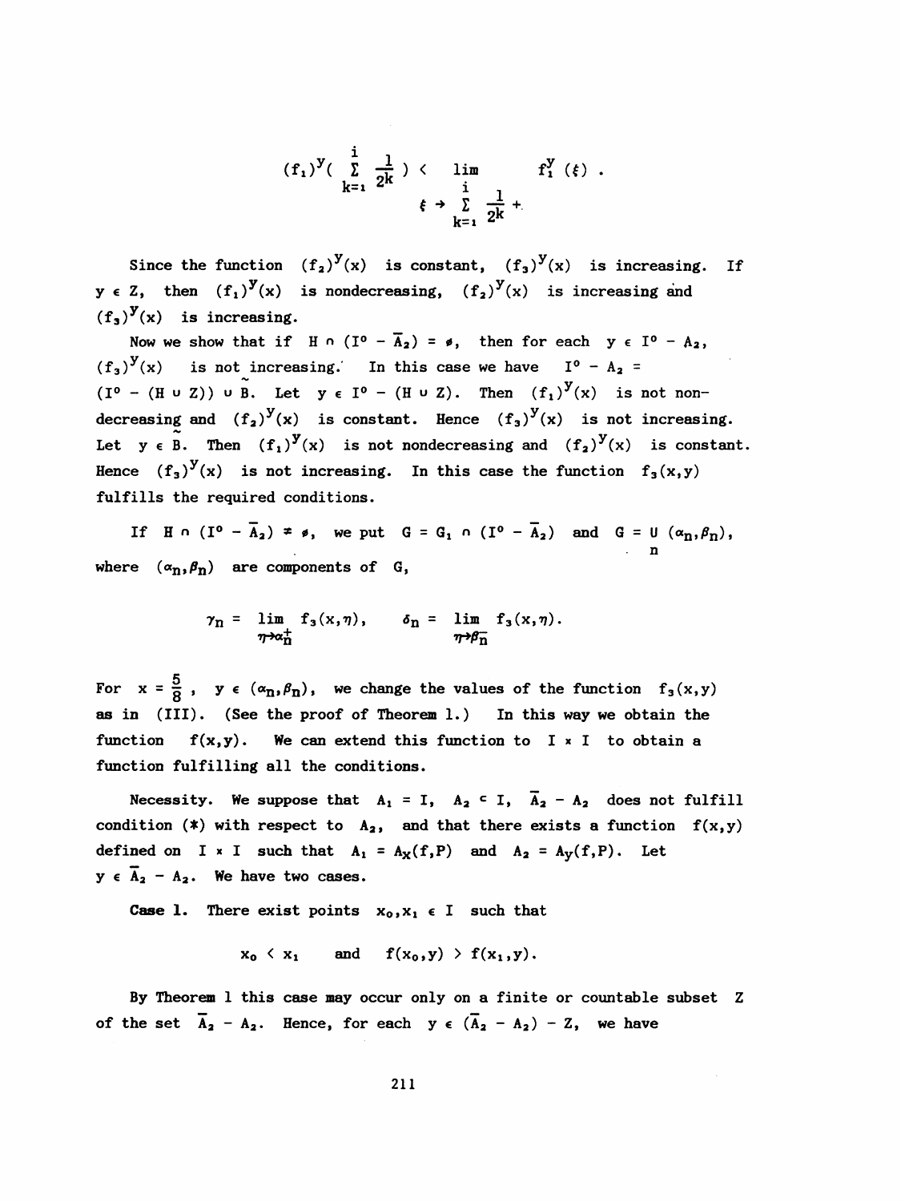$$(f_1)^y\left(\sum_{k=1}^{i} \frac{1}{2^k}\right) < \lim_{\xi \to \sum_{k=1}^{i} \frac{1}{2^k}+} f_1^y(\xi) .$$

Since the function $(f_2)^y(x)$ is constant, $(f_3)^y(x)$ is increasing. If $y \in Z$, then $(f_1)^y(x)$ is nondecreasing, $(f_2)^y(x)$ is increasing and $(f_3)^y(x)$ is increasing.

Now we show that if $H \cap (I^o - \overline{A}_2) = \emptyset$, then for each $y \in I^o - A_2$, $(f_3)^y(x)$ is not increasing. In this case we have $I^o - A_2 = (I^o - (H \cup Z)) \cup \tilde{B}$. Let $y \in I^o - (H \cup Z)$. Then $(f_1)^y(x)$ is not nondecreasing and $(f_2)^y(x)$ is constant. Hence $(f_3)^y(x)$ is not increasing. Let $y \in \tilde{B}$. Then $(f_1)^y(x)$ is not nondecreasing and $(f_2)^y(x)$ is constant. Hence $(f_3)^y(x)$ is not increasing. In this case the function $f_3(x,y)$ fulfills the required conditions.

If $H \cap (I^o - \overline{A}_2) \neq \emptyset$, we put $G = G_1 \cap (I^o - \overline{A}_2)$ and $G = \bigcup_n (\alpha_n,\beta_n)$, where $(\alpha_n,\beta_n)$ are components of $G$,

$$\gamma_n = \lim_{\eta \to \alpha_n^+} f_3(x,\eta), \qquad \delta_n = \lim_{\eta \to \beta_n^-} f_3(x,\eta).$$

For $x = \frac{5}{8}$, $y \in (\alpha_n,\beta_n)$, we change the values of the function $f_3(x,y)$ as in (III). (See the proof of Theorem 1.) In this way we obtain the function $f(x,y)$. We can extend this function to $I \times I$ to obtain a function fulfilling all the conditions.

**Necessity.** We suppose that $A_1 = I$, $A_2 \subset I$, $\overline{A}_2 - A_2$ does not fulfill condition (*) with respect to $A_2$, and that there exists a function $f(x,y)$ defined on $I \times I$ such that $A_1 = A_x(f,P)$ and $A_2 = A_y(f,P)$. Let $y \in \overline{A}_2 - A_2$. We have two cases.

**Case 1.** There exist points $x_0,x_1 \in I$ such that

$$x_0 < x_1 \quad \text{and} \quad f(x_0,y) > f(x_1,y).$$

By Theorem 1 this case may occur only on a finite or countable subset $Z$ of the set $\overline{A}_2 - A_2$. Hence, for each $y \in (\overline{A}_2 - A_2) - Z$, we have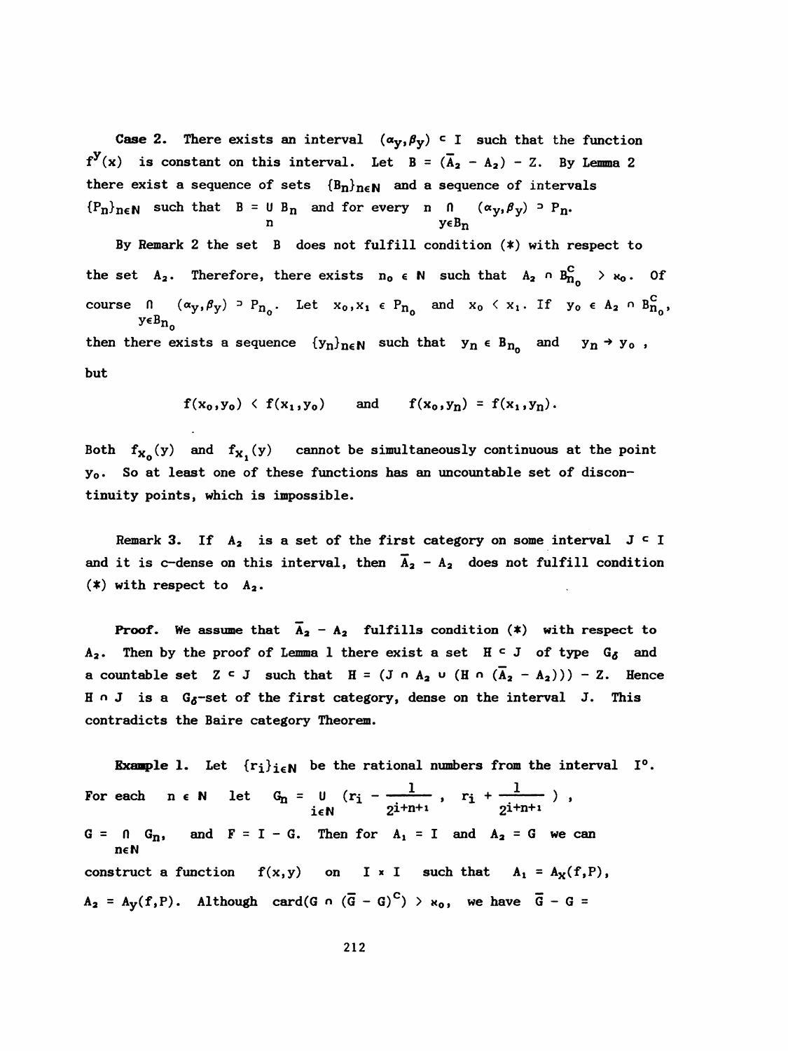**Case 2.** There exists an interval $(\alpha_y,\beta_y) \subset I$ such that the function $f^y(x)$ is constant on this interval. Let $B = (\overline{A}_2 - A_2) - Z$. By **Lemma 2** there exist a sequence of sets $\{B_n\}_{n\in N}$ and a sequence of intervals $\{P_n\}_{n\in N}$ such that $B = \bigcup_n B_n$ and for every $n$ $\bigcap_{y\in B_n} (\alpha_y,\beta_y) \supset P_n$.

By **Remark 2** the set $B$ does not fulfill condition (*) with respect to the set $A_2$. Therefore, there exists $n_0 \in N$ such that $A_2 \cap B_{n_0}^c > \aleph_0$. Of course $\bigcap_{y\in B_{n_0}} (\alpha_y,\beta_y) \supset P_{n_0}$. Let $x_0, x_1 \in P_{n_0}$ and $x_0 < x_1$. If $y_0 \in A_2 \cap B_{n_0}^c$, then there exists a sequence $\{y_n\}_{n\in N}$ such that $y_n \in B_{n_0}$ and $y_n \to y_0$, but

$$f(x_0,y_0) < f(x_1,y_0) \qquad \text{and} \qquad f(x_0,y_n) = f(x_1,y_n).$$

Both $f_{x_0}(y)$ and $f_{x_1}(y)$ cannot be simultaneously continuous at the point $y_0$. So at least one of these functions has an uncountable set of discontinuity points, which is impossible.

**Remark 3.** If $A_2$ is a set of the first category on some interval $J \subset I$ and it is c-dense on this interval, then $\overline{A}_2 - A_2$ does not fulfill condition (*) with respect to $A_2$.

**Proof.** We assume that $\overline{A}_2 - A_2$ fulfills condition (*) with respect to $A_2$. Then by the proof of Lemma 1 there exist a set $H \subset J$ of type $G_\delta$ and a countable set $Z \subset J$ such that $H = (J \cap A_2 \cup (H \cap (\overline{A}_2 - A_2))) - Z$. Hence $H \cap J$ is a $G_\delta$-set of the first category, dense on the interval $J$. This contradicts the Baire category Theorem.

**Example 1.** Let $\{r_i\}_{i\in N}$ be the rational numbers from the interval $I^o$. For each $n \in N$ let $G_n = \bigcup_{i\in N} \left(r_i - \frac{1}{2^{i+n+1}},\ r_i + \frac{1}{2^{i+n+1}}\right)$, $G = \bigcap_{n\in N} G_n$, and $F = I - G$. Then for $A_1 = I$ and $A_2 = G$ we can construct a function $f(x,y)$ on $I \times I$ such that $A_1 = A_x(f,P)$, $A_2 = A_y(f,P)$. Although $\text{card}(G \cap (\overline{G} - G)^c) > \aleph_0$, we have $\overline{G} - G =$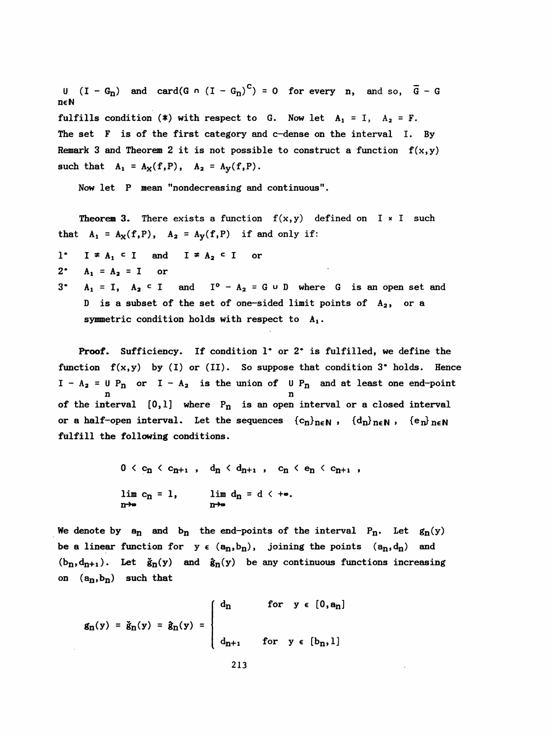$\bigcup_{n \in N} (I - G_n)$ and $\text{card}(G \cap (I - G_n)^c) = 0$ for every $n$, and so, $\bar{G} - G$ fulfills condition (*) with respect to $G$. Now let $A_1 = I$, $A_2 = F$. The set $F$ is of the first category and c-dense on the interval $I$. By Remark 3 and Theorem 2 it is not possible to construct a function $f(x,y)$ such that $A_1 = A_X(f,P)$, $A_2 = A_y(f,P)$.

Now let $P$ mean "nondecreasing and continuous".

**Theorem 3.** There exists a function $f(x,y)$ defined on $I \times I$ such that $A_1 = A_X(f,P)$, $A_2 = A_y(f,P)$ if and only if:

1° $I \neq A_1 \subset I$ and $I \neq A_2 \subset I$ or

2° $A_1 = A_2 = I$ or

3° $A_1 = I$, $A_2 \subset I$ and $I^0 - A_2 = G \cup D$ where $G$ is an open set and $D$ is a subset of the set of one-sided limit points of $A_2$, or a symmetric condition holds with respect to $A_1$.

**Proof.** Sufficiency. If condition 1° or 2° is fulfilled, we define the function $f(x,y)$ by (I) or (II). So suppose that condition 3° holds. Hence $I - A_2 = \bigcup_n P_n$ or $I - A_2$ is the union of $\bigcup_n P_n$ and at least one end-point of the interval $[0,1]$ where $P_n$ is an open interval or a closed interval or a half-open interval. Let the sequences $\{c_n\}_{n \in N}$, $\{d_n\}_{n \in N}$, $\{e_n\}_{n \in N}$ fulfill the following conditions.

$$0 < c_n < c_{n+1}, \quad d_n < d_{n+1}, \quad c_n < e_n < c_{n+1},$$

$$\lim_{n \to \infty} c_n = 1, \qquad \lim_{n \to \infty} d_n = d < +\infty.$$

We denote by $a_n$ and $b_n$ the end-points of the interval $P_n$. Let $g_n(y)$ be a linear function for $y \in (a_n, b_n)$, joining the points $(a_n, d_n)$ and $(b_n, d_{n+1})$. Let $\check{g}_n(y)$ and $\hat{g}_n(y)$ be any continuous functions increasing on $(a_n, b_n)$ such that

$$g_n(y) = \check{g}_n(y) = \hat{g}_n(y) = \begin{cases} d_n & \text{for } y \in [0, a_n] \\ d_{n+1} & \text{for } y \in [b_n, 1] \end{cases}$$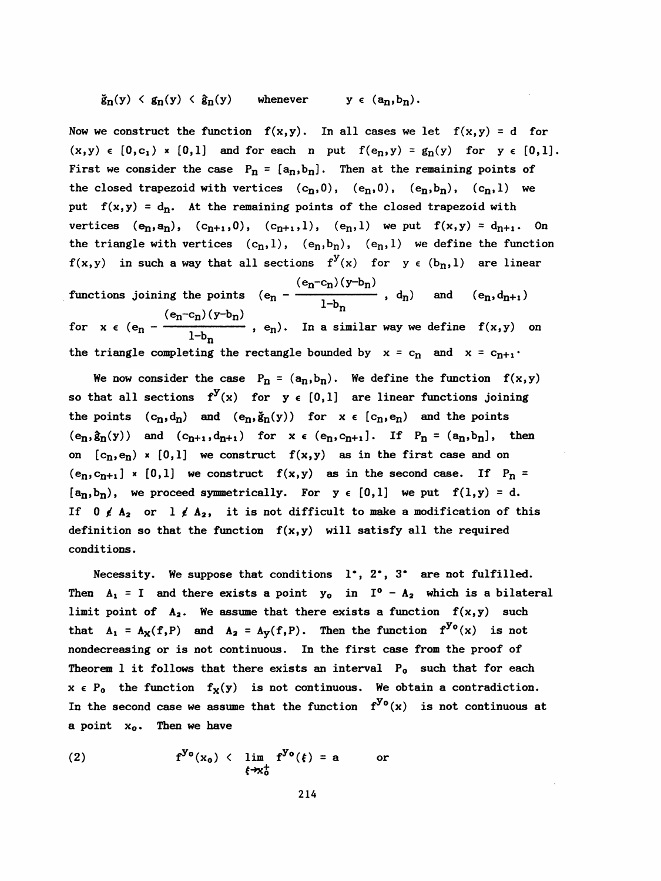$$\check{g}_n(y) < g_n(y) < \hat{g}_n(y) \qquad \text{whenever} \qquad y \in (a_n,b_n).$$

Now we construct the function $f(x,y)$. In all cases we let $f(x,y) = d$ for $(x,y) \in [0,c_1) \times [0,1]$ and for each $n$ put $f(e_n,y) = g_n(y)$ for $y \in [0,1]$. First we consider the case $P_n = [a_n,b_n]$. Then at the remaining points of the closed trapezoid with vertices $(c_n,0)$, $(e_n,0)$, $(e_n,b_n)$, $(c_n,1)$ we put $f(x,y) = d_n$. At the remaining points of the closed trapezoid with vertices $(e_n,a_n)$, $(c_{n+1},0)$, $(c_{n+1},1)$, $(e_n,1)$ we put $f(x,y) = d_{n+1}$. On the triangle with vertices $(c_n,1)$, $(e_n,b_n)$, $(e_n,1)$ we define the function $f(x,y)$ in such a way that all sections $f^y(x)$ for $y \in (b_n,1)$ are linear functions joining the points $\left(e_n - \frac{(e_n-c_n)(y-b_n)}{1-b_n}, d_n\right)$ and $(e_n,d_{n+1})$ for $x \in \left(e_n - \frac{(e_n-c_n)(y-b_n)}{1-b_n}, e_n\right)$. In a similar way we define $f(x,y)$ on the triangle completing the rectangle bounded by $x = c_n$ and $x = c_{n+1}$.

We now consider the case $P_n = (a_n,b_n)$. We define the function $f(x,y)$ so that all sections $f^y(x)$ for $y \in [0,1]$ are linear functions joining the points $(c_n,d_n)$ and $(e_n,\check{g}_n(y))$ for $x \in [c_n,e_n)$ and the points $(e_n,\hat{g}_n(y))$ and $(c_{n+1},d_{n+1})$ for $x \in (e_n,c_{n+1}]$. If $P_n = (a_n,b_n]$, then on $[c_n,e_n) \times [0,1]$ we construct $f(x,y)$ as in the first case and on $(e_n,c_{n+1}] \times [0,1]$ we construct $f(x,y)$ as in the second case. If $P_n = [a_n,b_n)$, we proceed symmetrically. For $y \in [0,1]$ we put $f(1,y) = d$. If $0 \notin A_2$ or $1 \notin A_2$, it is not difficult to make a modification of this definition so that the function $f(x,y)$ will satisfy all the required conditions.

Necessity. We suppose that conditions 1°, 2°, 3° are not fulfilled. Then $A_1 = I$ and there exists a point $y_0$ in $I^0 - A_2$ which is a bilateral limit point of $A_2$. We assume that there exists a function $f(x,y)$ such that $A_1 = A_X(f,P)$ and $A_2 = A_Y(f,P)$. Then the function $f^{y_0}(x)$ is not nondecreasing or is not continuous. In the first case from the proof of Theorem 1 it follows that there exists an interval $P_0$ such that for each $x \in P_0$ the function $f_x(y)$ is not continuous. We obtain a contradiction. In the second case we assume that the function $f^{y_0}(x)$ is not continuous at a point $x_0$. Then we have

$$f^{y_0}(x_0) < \lim_{\xi \to x_0^+} f^{y_0}(\xi) = a \qquad \text{or} \tag{2}$$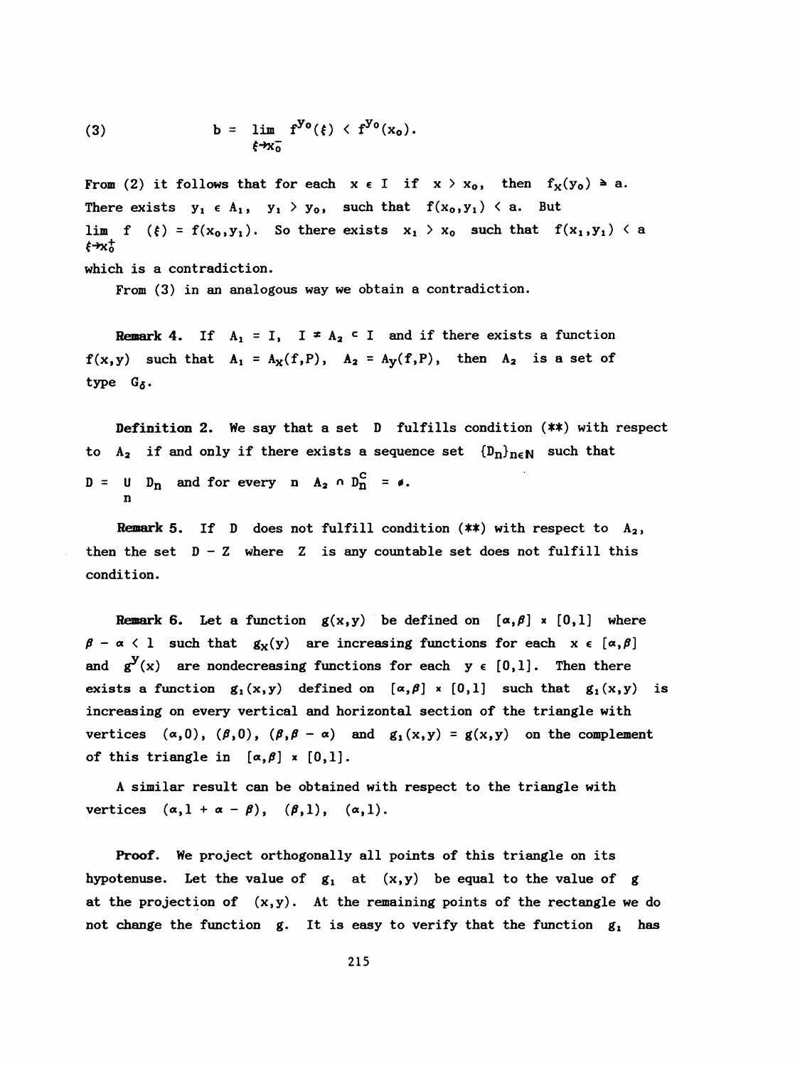$$(3) \qquad b = \lim_{\xi \to x_0^-} f^{y_0}(\xi) < f^{y_0}(x_0).$$

From (2) it follows that for each $x \in I$ if $x > x_0$, then $f_x(y_0) \geq a$. There exists $y_1 \in A_1$, $y_1 > y_0$, such that $f(x_0,y_1) < a$. But $\lim_{\xi \to x_0^+} f\ (\xi) = f(x_0,y_1)$. So there exists $x_1 > x_0$ such that $f(x_1,y_1) < a$ which is a contradiction.

From (3) in an analogous way we obtain a contradiction.

**Remark 4.** If $A_1 = I$, $I \neq A_2 \subset I$ and if there exists a function $f(x,y)$ such that $A_1 = A_x(f,P)$, $A_2 = A_y(f,P)$, then $A_2$ is a set of type $G_\delta$.

**Definition 2.** We say that a set $D$ fulfills condition (**) with respect to $A_2$ if and only if there exists a sequence set $\{D_n\}_{n \in N}$ such that $D = \bigcup_n D_n$ and for every $n$ $A_2 \cap D_n^c = \emptyset$.

**Remark 5.** If $D$ does not fulfill condition (**) with respect to $A_2$, then the set $D - Z$ where $Z$ is any countable set does not fulfill this condition.

**Remark 6.** Let a function $g(x,y)$ be defined on $[\alpha,\beta] \times [0,1]$ where $\beta - \alpha < 1$ such that $g_x(y)$ are increasing functions for each $x \in [\alpha,\beta]$ and $g^y(x)$ are nondecreasing functions for each $y \in [0,1]$. Then there exists a function $g_1(x,y)$ defined on $[\alpha,\beta] \times [0,1]$ such that $g_1(x,y)$ is increasing on every vertical and horizontal section of the triangle with vertices $(\alpha,0)$, $(\beta,0)$, $(\beta,\beta - \alpha)$ and $g_1(x,y) = g(x,y)$ on the complement of this triangle in $[\alpha,\beta] \times [0,1]$.

A similar result can be obtained with respect to the triangle with vertices $(\alpha,1 + \alpha - \beta)$, $(\beta,1)$, $(\alpha,1)$.

**Proof.** We project orthogonally all points of this triangle on its hypotenuse. Let the value of $g_1$ at $(x,y)$ be equal to the value of $g$ at the projection of $(x,y)$. At the remaining points of the rectangle we do not change the function $g$. It is easy to verify that the function $g_1$ has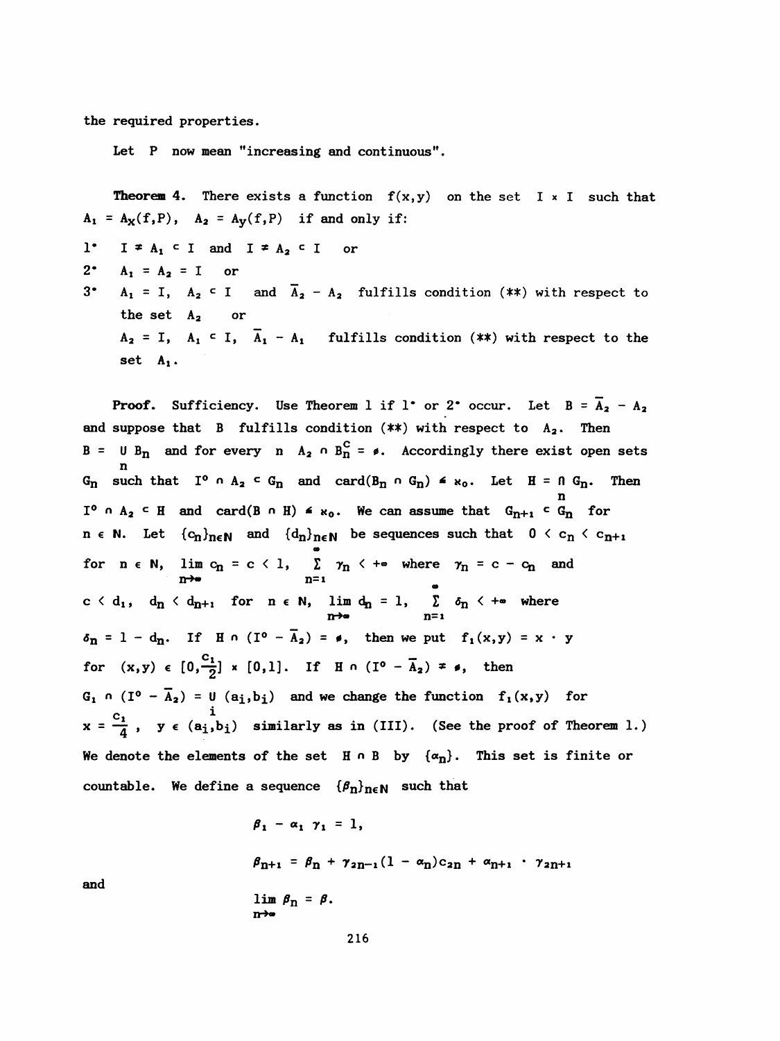the required properties.

Let $P$ now mean "increasing and continuous".

**Theorem 4.** There exists a function $f(x,y)$ on the set $I \times I$ such that $A_1 = A_X(f,P)$, $A_2 = A_y(f,P)$ if and only if:

$1^\circ$ $I \neq A_1 \subset I$ and $I \neq A_2 \subset I$ or

$2^\circ$ $A_1 = A_2 = I$ or

$3^\circ$ $A_1 = I$, $A_2 \subset I$ and $\overline{A}_2 - A_2$ fulfills condition (**) with respect to the set $A_2$ or
$A_2 = I$, $A_1 \subset I$, $\overline{A}_1 - A_1$ fulfills condition (**) with respect to the set $A_1$.

**Proof.** Sufficiency. Use Theorem 1 if $1^\circ$ or $2^\circ$ occur. Let $B = \overline{A}_2 - A_2$ and suppose that $B$ fulfills condition (**) with respect to $A_2$. Then $B = \bigcup_n B_n$ and for every $n$ $A_2 \cap B_n^c = \emptyset$. Accordingly there exist open sets $G_n$ such that $I^0 \cap A_2 \subset G_n$ and $\operatorname{card}(B_n \cap G_n) \leq \aleph_0$. Let $H = \bigcap_n G_n$. Then $I^0 \cap A_2 \subset H$ and $\operatorname{card}(B \cap H) \leq \aleph_0$. We can assume that $G_{n+1} \subset G_n$ for $n \in \mathbf{N}$. Let $\{c_n\}_{n\in\mathbf{N}}$ and $\{d_n\}_{n\in\mathbf{N}}$ be sequences such that $0 < c_n < c_{n+1}$ for $n \in \mathbf{N}$, $\lim_{n\to\infty} c_n = c < 1$, $\sum_{n=1}^{\infty} \gamma_n < +\infty$ where $\gamma_n = c - c_n$ and $c < d_1$, $d_n < d_{n+1}$ for $n \in \mathbf{N}$, $\lim_{n\to\infty} d_n = 1$, $\sum_{n=1}^{\infty} \delta_n < +\infty$ where $\delta_n = 1 - d_n$. If $H \cap (I^0 - \overline{A}_2) = \emptyset$, then we put $f_1(x,y) = x \cdot y$ for $(x,y) \in [0,\frac{c_1}{2}] \times [0,1]$. If $H \cap (I^0 - \overline{A}_2) \neq \emptyset$, then $G_1 \cap (I^0 - \overline{A}_2) = \bigcup_i (a_i,b_i)$ and we change the function $f_1(x,y)$ for $x = \frac{c_1}{4}$, $y \in (a_i,b_i)$ similarly as in (III). (See the proof of Theorem 1.) We denote the elements of the set $H \cap B$ by $\{\alpha_n\}$. This set is finite or countable. We define a sequence $\{\beta_n\}_{n\in\mathbf{N}}$ such that

$$\beta_1 - \alpha_1 \gamma_1 = 1,$$

$$\beta_{n+1} = \beta_n + \gamma_{2n-1}(1 - \alpha_n)c_{2n} + \alpha_{n+1} \cdot \gamma_{2n+1}$$

and

$$\lim_{n\to\infty} \beta_n = \beta.$$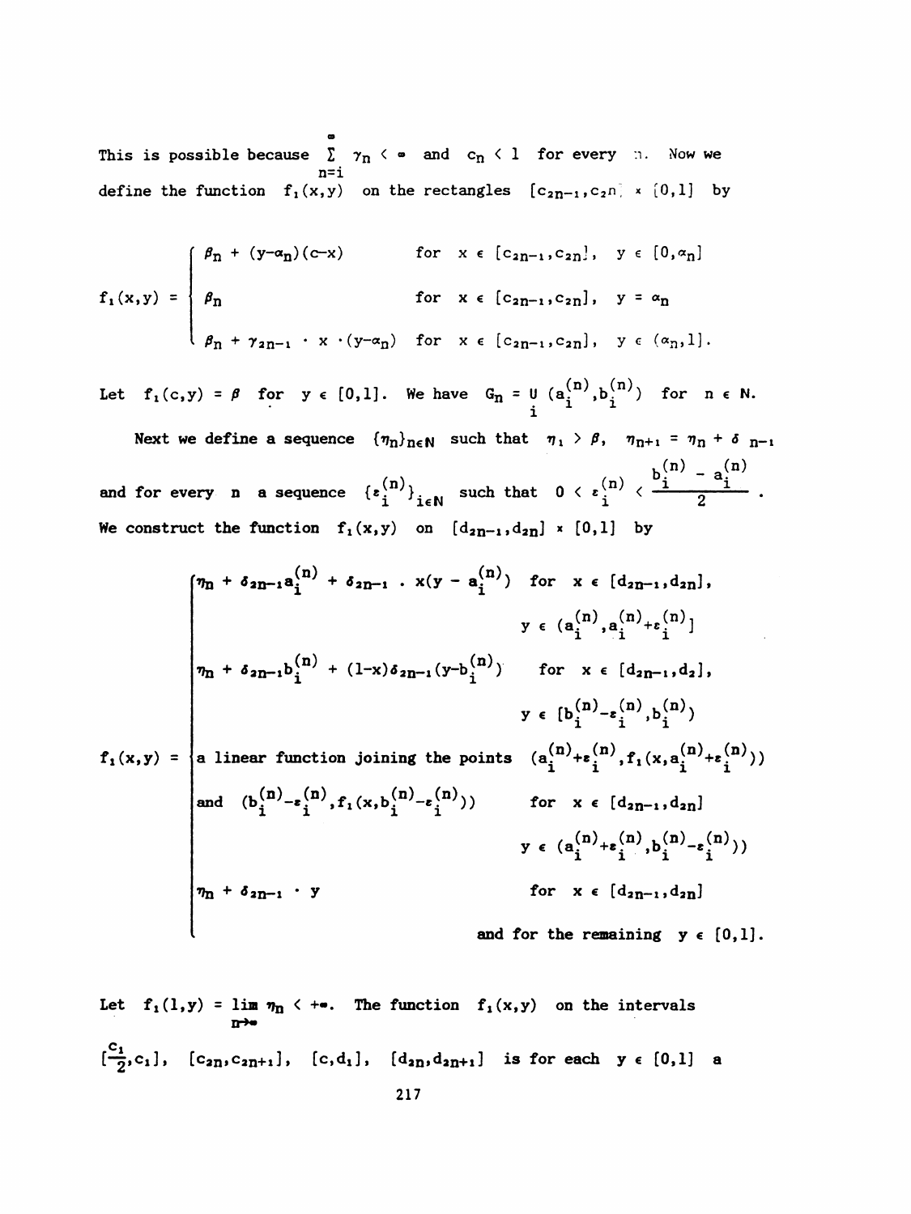This is possible because $\sum_{n=i}^{\infty} \gamma_n < \infty$ and $c_n < 1$ for every $n$. Now we define the function $f_1(x,y)$ on the rectangles $[c_{2n-1}, c_{2n}] \times [0,1]$ by

$$f_1(x,y) = \begin{cases} \beta_n + (y-\alpha_n)(c-x) & \text{for } x \in [c_{2n-1}, c_{2n}], \ y \in [0, \alpha_n] \\ \beta_n & \text{for } x \in [c_{2n-1}, c_{2n}], \ y = \alpha_n \\ \beta_n + \gamma_{2n-1} \cdot x \cdot (y-\alpha_n) & \text{for } x \in [c_{2n-1}, c_{2n}], \ y \in (\alpha_n, 1]. \end{cases}$$

Let $f_1(c,y) = \beta$ for $y \in [0,1]$. We have $G_n = \bigcup_i (a_i^{(n)}, b_i^{(n)})$ for $n \in \mathbb{N}$.

Next we define a sequence $\{\eta_n\}_{n \in \mathbb{N}}$ such that $\eta_1 > \beta$, $\eta_{n+1} = \eta_n + \delta_{n-1}$ and for every $n$ a sequence $\{\varepsilon_i^{(n)}\}_{i \in \mathbb{N}}$ such that $0 < \varepsilon_i^{(n)} < \dfrac{b_i^{(n)} - a_i^{(n)}}{2}$. We construct the function $f_1(x,y)$ on $[d_{2n-1}, d_{2n}] \times [0,1]$ by

$$f_1(x,y) = \begin{cases} \eta_n + \delta_{2n-1} a_i^{(n)} + \delta_{2n-1} \cdot x(y - a_i^{(n)}) & \text{for } x \in [d_{2n-1}, d_{2n}], \\ & \quad y \in (a_i^{(n)}, a_i^{(n)} + \varepsilon_i^{(n)}] \\ \eta_n + \delta_{2n-1} b_i^{(n)} + (1-x)\delta_{2n-1}(y - b_i^{(n)}) & \text{for } x \in [d_{2n-1}, d_2], \\ & \quad y \in [b_i^{(n)} - \varepsilon_i^{(n)}, b_i^{(n)}) \\ \text{a linear function joining the points } (a_i^{(n)} + \varepsilon_i^{(n)}, f_1(x, a_i^{(n)} + \varepsilon_i^{(n)})) & \\ \text{and } (b_i^{(n)} - \varepsilon_i^{(n)}, f_1(x, b_i^{(n)} - \varepsilon_i^{(n)})) & \text{for } x \in [d_{2n-1}, d_{2n}] \\ & \quad y \in (a_i^{(n)} + \varepsilon_i^{(n)}, b_i^{(n)} - \varepsilon_i^{(n)}) \\ \eta_n + \delta_{2n-1} \cdot y & \text{for } x \in [d_{2n-1}, d_{2n}] \\ & \quad \text{and for the remaining } y \in [0,1]. \end{cases}$$

Let $f_1(1,y) = \lim_{n \to \infty} \eta_n < +\infty$. The function $f_1(x,y)$ on the intervals $[\frac{c_1}{2}, c_1]$, $[c_{2n}, c_{2n+1}]$, $[c, d_1]$, $[d_{2n}, d_{2n+1}]$ is for each $y \in [0,1]$ a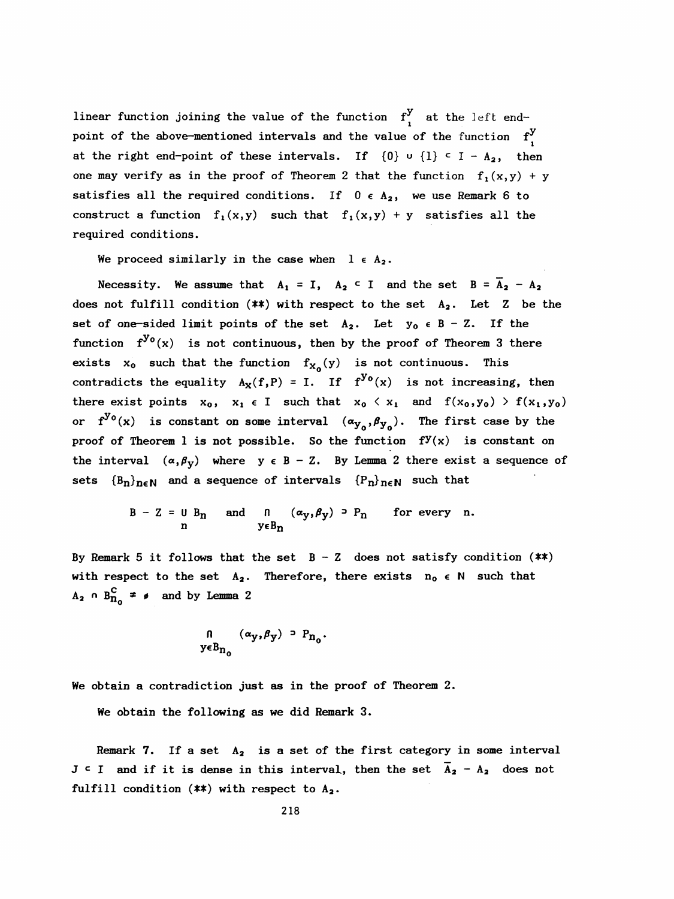linear function joining the value of the function $f_1^y$ at the left end-point of the above-mentioned intervals and the value of the function $f_1^y$ at the right end-point of these intervals. If $\{0\} \cup \{1\} \subset I - A_2$, then one may verify as in the proof of Theorem 2 that the function $f_1(x,y) + y$ satisfies all the required conditions. If $0 \in A_2$, we use Remark 6 to construct a function $f_1(x,y)$ such that $f_1(x,y) + y$ satisfies all the required conditions.

We proceed similarly in the case when $1 \in A_2$.

Necessity. We assume that $A_1 = I$, $A_2 \subset I$ and the set $B = \overline{A}_2 - A_2$ does not fulfill condition (**) with respect to the set $A_2$. Let $Z$ be the set of one-sided limit points of the set $A_2$. Let $y_0 \in B - Z$. If the function $f^{y_0}(x)$ is not continuous, then by the proof of Theorem 3 there exists $x_0$ such that the function $f_{x_0}(y)$ is not continuous. This contradicts the equality $A_X(f,P) = I$. If $f^{y_0}(x)$ is not increasing, then there exist points $x_0$, $x_1 \in I$ such that $x_0 < x_1$ and $f(x_0,y_0) > f(x_1,y_0)$ or $f^{y_0}(x)$ is constant on some interval $(\alpha_{y_0},\beta_{y_0})$. The first case by the proof of Theorem 1 is not possible. So the function $f^y(x)$ is constant on the interval $(\alpha,\beta_y)$ where $y \in B - Z$. By Lemma 2 there exist a sequence of sets $\{B_n\}_{n\in N}$ and a sequence of intervals $\{P_n\}_{n\in N}$ such that

$$B - Z = \bigcup_n B_n \quad \text{and} \quad \bigcap_{y\in B_n} (\alpha_y,\beta_y) \supset P_n \quad \text{for every } n.$$

By Remark 5 it follows that the set $B - Z$ does not satisfy condition (**) with respect to the set $A_2$. Therefore, there exists $n_0 \in N$ such that $A_2 \cap B_{n_0}^c \neq \emptyset$ and by Lemma 2

$$\bigcap_{y\in B_{n_0}} (\alpha_y,\beta_y) \supset P_{n_0}.$$

We obtain a contradiction just as in the proof of Theorem 2.

We obtain the following as we did Remark 3.

Remark 7. If a set $A_2$ is a set of the first category in some interval $J \subset I$ and if it is dense in this interval, then the set $\overline{A}_2 - A_2$ does not fulfill condition (**) with respect to $A_2$.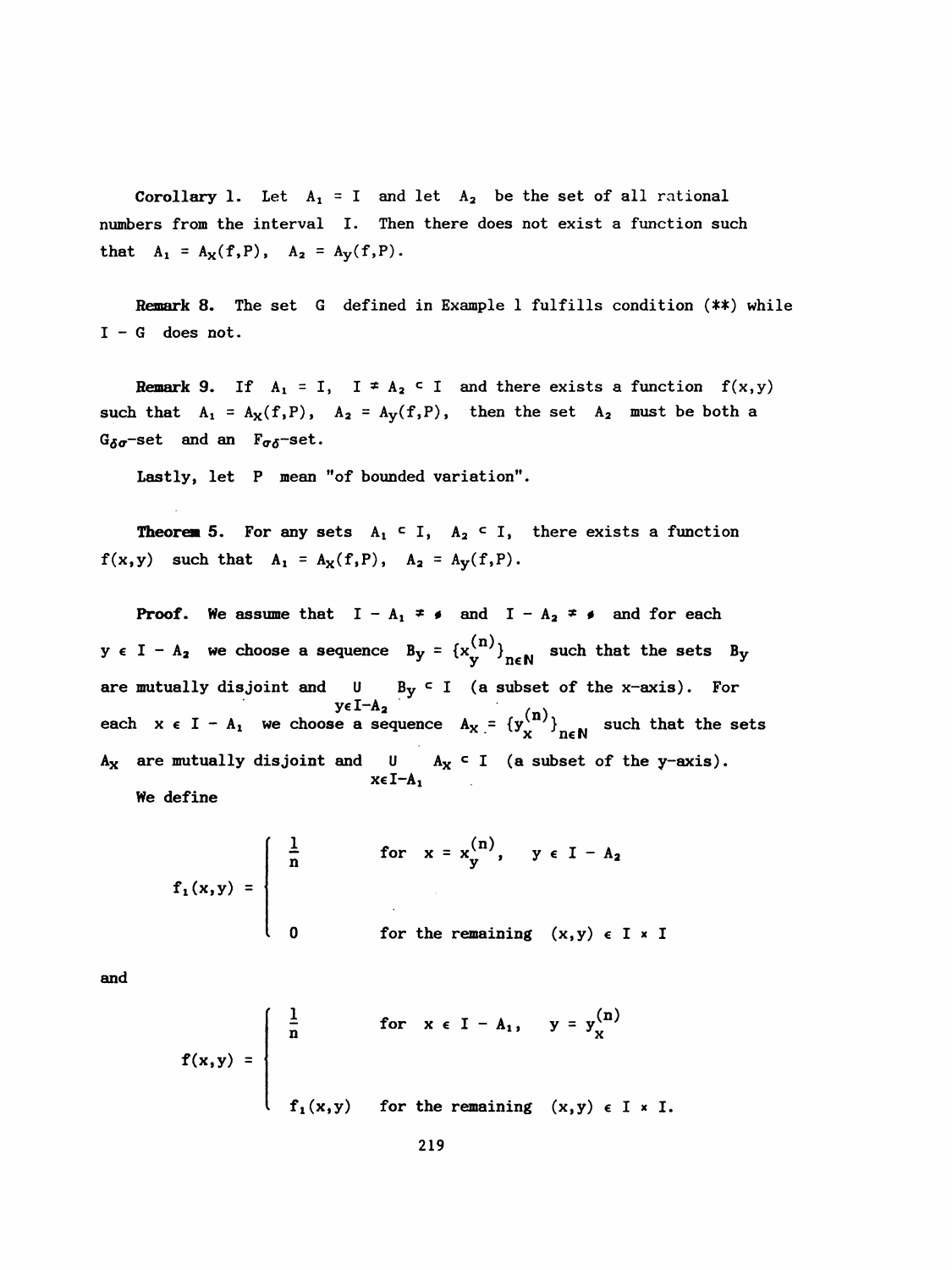**Corollary 1.** Let $A_1 = I$ and let $A_2$ be the set of all rational numbers from the interval $I$. Then there does not exist a function such that $A_1 = A_X(f,P)$, $A_2 = A_Y(f,P)$.

**Remark 8.** The set $G$ defined in Example 1 fulfills condition (**) while $I - G$ does not.

**Remark 9.** If $A_1 = I$, $I \neq A_2 \subset I$ and there exists a function $f(x,y)$ such that $A_1 = A_X(f,P)$, $A_2 = A_Y(f,P)$, then the set $A_2$ must be both a $G_{\delta\sigma}$-set and an $F_{\sigma\delta}$-set.

Lastly, let $P$ mean "of bounded variation".

**Theorem 5.** For any sets $A_1 \subset I$, $A_2 \subset I$, there exists a function $f(x,y)$ such that $A_1 = A_X(f,P)$, $A_2 = A_Y(f,P)$.

**Proof.** We assume that $I - A_1 \neq \emptyset$ and $I - A_2 \neq \emptyset$ and for each $y \in I - A_2$ we choose a sequence $B_y = \{x_y^{(n)}\}_{n \in N}$ such that the sets $B_y$ are mutually disjoint and $\bigcup_{y \in I - A_2} B_y \subset I$ (a subset of the x-axis). For each $x \in I - A_1$ we choose a sequence $A_x = \{y_x^{(n)}\}_{n \in N}$ such that the sets $A_x$ are mutually disjoint and $\bigcup_{x \in I - A_1} A_x \subset I$ (a subset of the y-axis).

We define

$$f_1(x,y) = \begin{cases} \frac{1}{n} & \text{for } x = x_y^{(n)}, \quad y \in I - A_2 \\ \\ 0 & \text{for the remaining } (x,y) \in I \times I \end{cases}$$

and

$$f(x,y) = \begin{cases} \frac{1}{n} & \text{for } x \in I - A_1, \quad y = y_x^{(n)} \\ \\ f_1(x,y) & \text{for the remaining } (x,y) \in I \times I. \end{cases}$$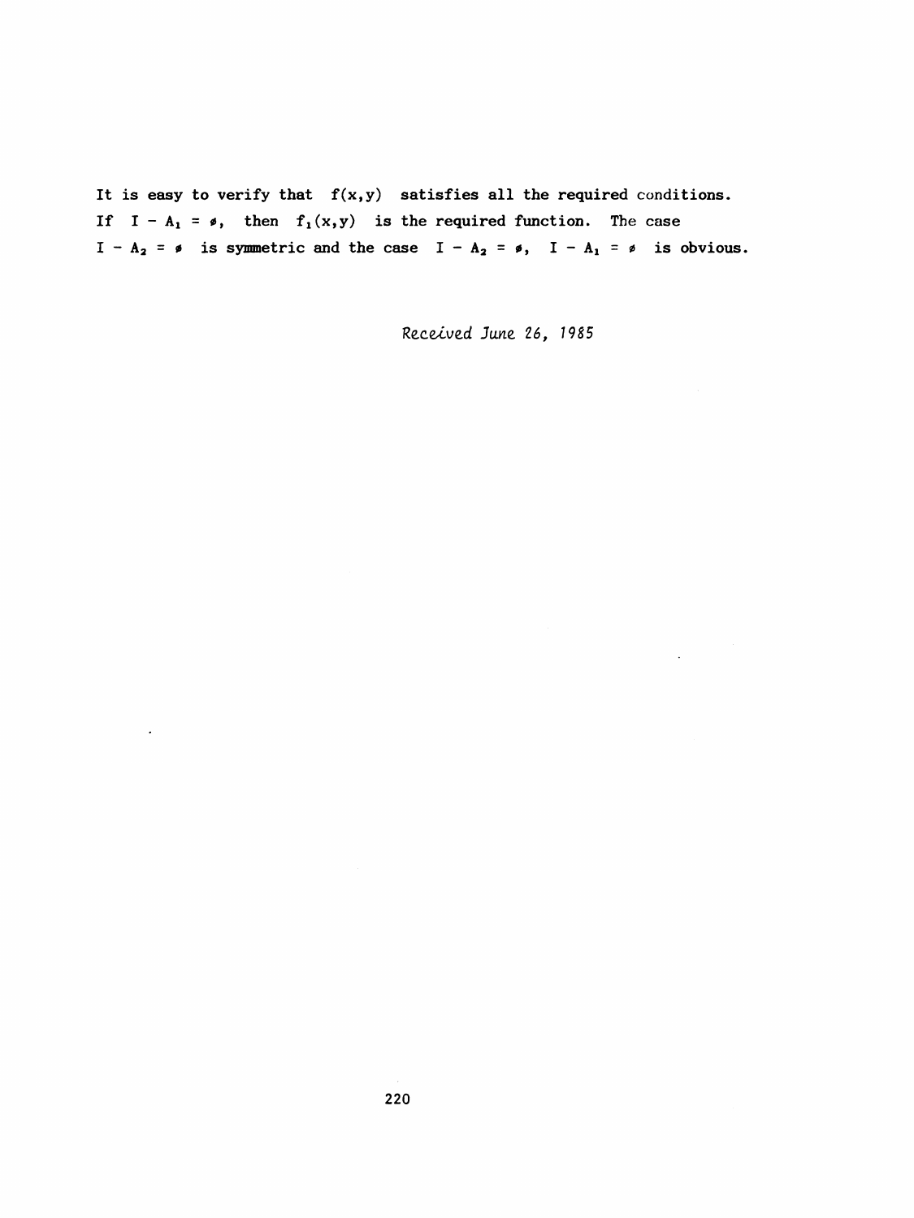It is easy to verify that $f(x,y)$ satisfies all the required conditions. If $I - A_1 = \emptyset$, then $f_1(x,y)$ is the required function. The case $I - A_2 = \emptyset$ is symmetric and the case $I - A_2 = \emptyset$, $I - A_1 = \emptyset$ is obvious.

*Received June 26, 1985*